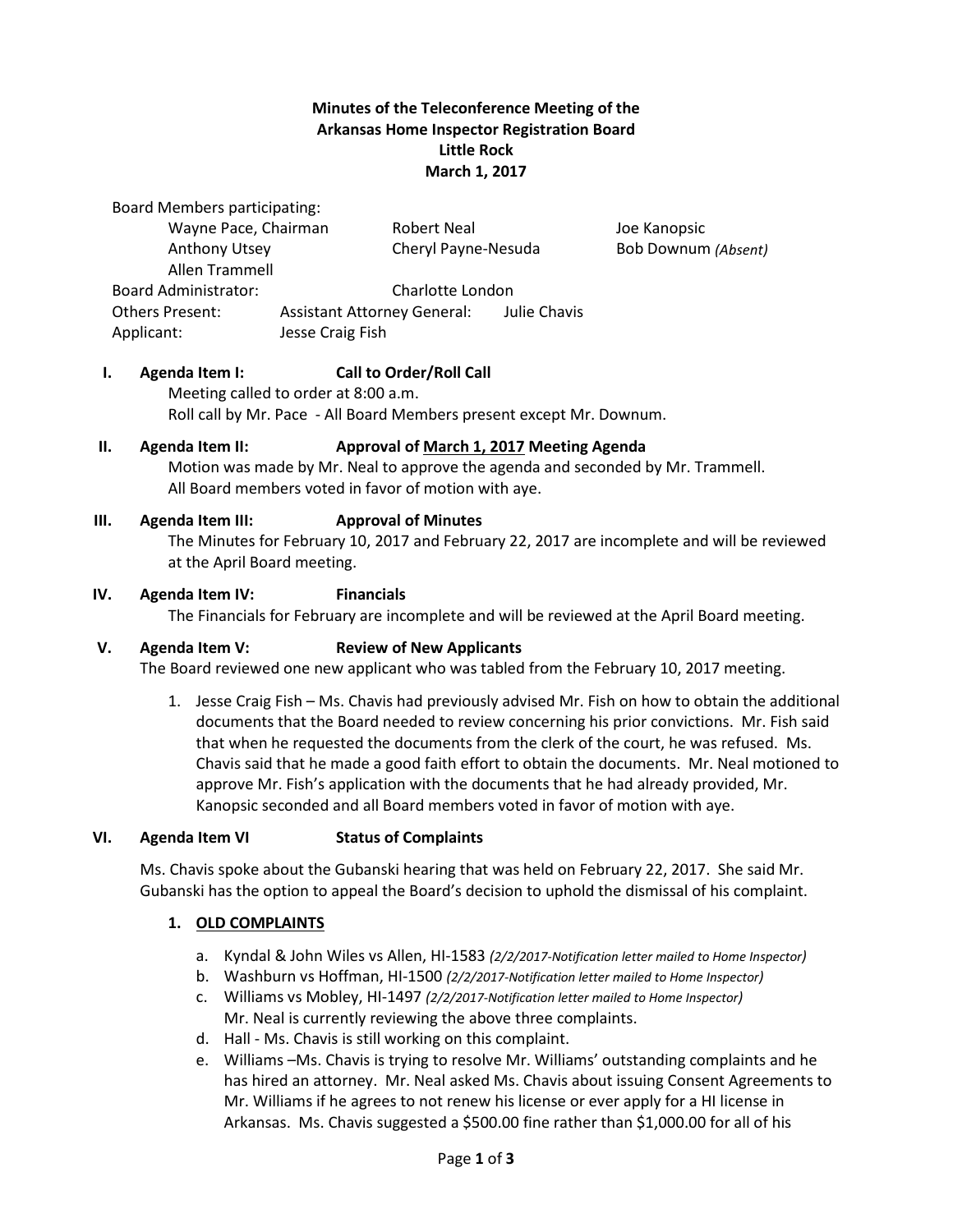**Minutes of the Teleconference Meeting of the**
**Arkansas Home Inspector Registration Board**
**Little Rock**
**March 1, 2017**

Board Members participating:

| | | |
|---|---|---|
| Wayne Pace, Chairman | Robert Neal | Joe Kanopsic |
| Anthony Utsey | Cheryl Payne-Nesuda | Bob Downum *(Absent)* |
| Allen Trammell | | |

Board Administrator: Charlotte London
Others Present: Assistant Attorney General: Julie Chavis
Applicant: Jesse Craig Fish

## I. Agenda Item I: Call to Order/Roll Call

Meeting called to order at 8:00 a.m.
Roll call by Mr. Pace - All Board Members present except Mr. Downum.

## II. Agenda Item II: Approval of March 1, 2017 Meeting Agenda

Motion was made by Mr. Neal to approve the agenda and seconded by Mr. Trammell. All Board members voted in favor of motion with aye.

## III. Agenda Item III: Approval of Minutes

The Minutes for February 10, 2017 and February 22, 2017 are incomplete and will be reviewed at the April Board meeting.

## IV. Agenda Item IV: Financials

The Financials for February are incomplete and will be reviewed at the April Board meeting.

## V. Agenda Item V: Review of New Applicants

The Board reviewed one new applicant who was tabled from the February 10, 2017 meeting.

1. Jesse Craig Fish – Ms. Chavis had previously advised Mr. Fish on how to obtain the additional documents that the Board needed to review concerning his prior convictions. Mr. Fish said that when he requested the documents from the clerk of the court, he was refused. Ms. Chavis said that he made a good faith effort to obtain the documents. Mr. Neal motioned to approve Mr. Fish's application with the documents that he had already provided, Mr. Kanopsic seconded and all Board members voted in favor of motion with aye.

## VI. Agenda Item VI Status of Complaints

Ms. Chavis spoke about the Gubanski hearing that was held on February 22, 2017. She said Mr. Gubanski has the option to appeal the Board's decision to uphold the dismissal of his complaint.

### 1. OLD COMPLAINTS

a. Kyndal & John Wiles vs Allen, HI-1583 *(2/2/2017-Notification letter mailed to Home Inspector)*
b. Washburn vs Hoffman, HI-1500 *(2/2/2017-Notification letter mailed to Home Inspector)*
c. Williams vs Mobley, HI-1497 *(2/2/2017-Notification letter mailed to Home Inspector)*
Mr. Neal is currently reviewing the above three complaints.
d. Hall - Ms. Chavis is still working on this complaint.
e. Williams –Ms. Chavis is trying to resolve Mr. Williams' outstanding complaints and he has hired an attorney. Mr. Neal asked Ms. Chavis about issuing Consent Agreements to Mr. Williams if he agrees to not renew his license or ever apply for a HI license in Arkansas. Ms. Chavis suggested a $500.00 fine rather than $1,000.00 for all of his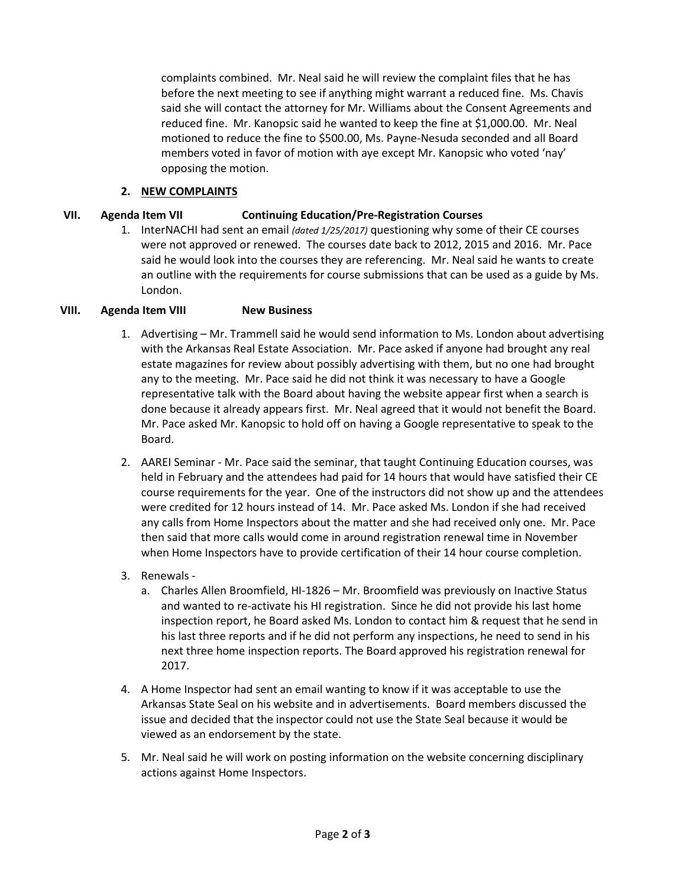complaints combined. Mr. Neal said he will review the complaint files that he has before the next meeting to see if anything might warrant a reduced fine. Ms. Chavis said she will contact the attorney for Mr. Williams about the Consent Agreements and reduced fine. Mr. Kanopsic said he wanted to keep the fine at $1,000.00. Mr. Neal motioned to reduce the fine to $500.00, Ms. Payne-Nesuda seconded and all Board members voted in favor of motion with aye except Mr. Kanopsic who voted 'nay' opposing the motion.

**2. <u>NEW COMPLAINTS</u>**

## VII. Agenda Item VII — Continuing Education/Pre-Registration Courses

1. InterNACHI had sent an email *(dated 1/25/2017)* questioning why some of their CE courses were not approved or renewed. The courses date back to 2012, 2015 and 2016. Mr. Pace said he would look into the courses they are referencing. Mr. Neal said he wants to create an outline with the requirements for course submissions that can be used as a guide by Ms. London.

## VIII. Agenda Item VIII — New Business

1. Advertising – Mr. Trammell said he would send information to Ms. London about advertising with the Arkansas Real Estate Association. Mr. Pace asked if anyone had brought any real estate magazines for review about possibly advertising with them, but no one had brought any to the meeting. Mr. Pace said he did not think it was necessary to have a Google representative talk with the Board about having the website appear first when a search is done because it already appears first. Mr. Neal agreed that it would not benefit the Board. Mr. Pace asked Mr. Kanopsic to hold off on having a Google representative to speak to the Board.

2. AAREI Seminar - Mr. Pace said the seminar, that taught Continuing Education courses, was held in February and the attendees had paid for 14 hours that would have satisfied their CE course requirements for the year. One of the instructors did not show up and the attendees were credited for 12 hours instead of 14. Mr. Pace asked Ms. London if she had received any calls from Home Inspectors about the matter and she had received only one. Mr. Pace then said that more calls would come in around registration renewal time in November when Home Inspectors have to provide certification of their 14 hour course completion.

3. Renewals -
   a. Charles Allen Broomfield, HI-1826 – Mr. Broomfield was previously on Inactive Status and wanted to re-activate his HI registration. Since he did not provide his last home inspection report, he Board asked Ms. London to contact him & request that he send in his last three reports and if he did not perform any inspections, he need to send in his next three home inspection reports. The Board approved his registration renewal for 2017.

4. A Home Inspector had sent an email wanting to know if it was acceptable to use the Arkansas State Seal on his website and in advertisements. Board members discussed the issue and decided that the inspector could not use the State Seal because it would be viewed as an endorsement by the state.

5. Mr. Neal said he will work on posting information on the website concerning disciplinary actions against Home Inspectors.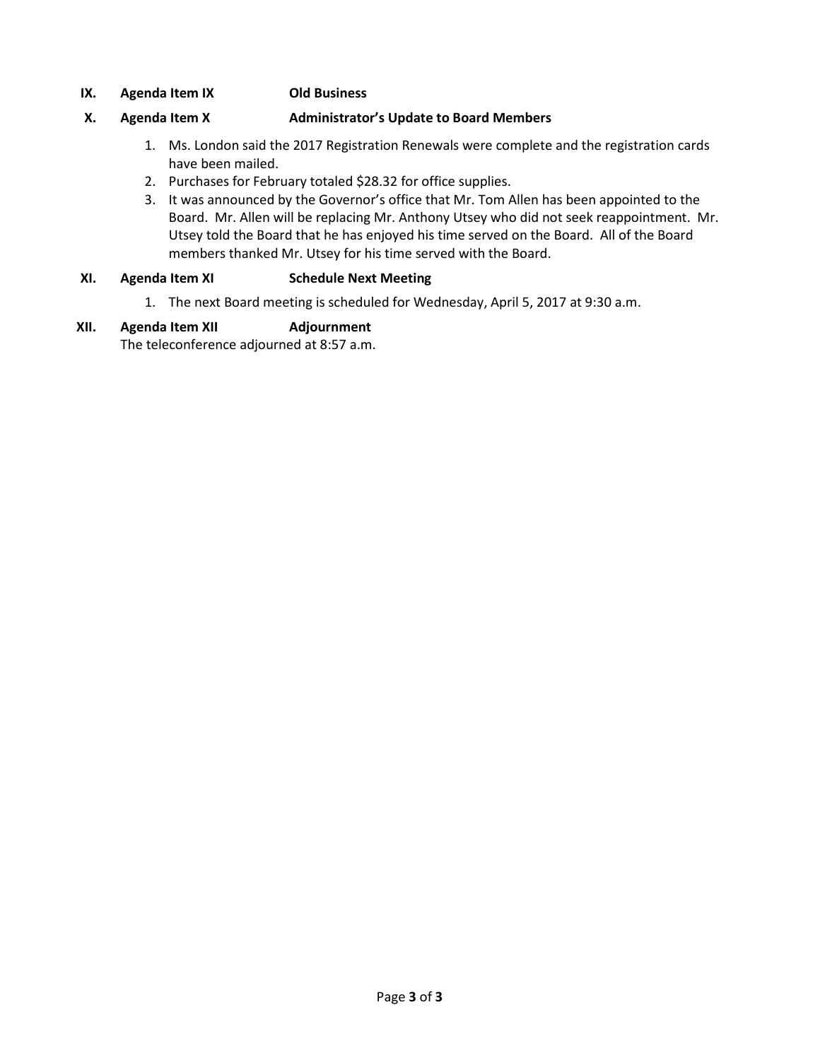**IX. Agenda Item IX Old Business**

**X. Agenda Item X Administrator's Update to Board Members**

1. Ms. London said the 2017 Registration Renewals were complete and the registration cards have been mailed.
2. Purchases for February totaled $28.32 for office supplies.
3. It was announced by the Governor's office that Mr. Tom Allen has been appointed to the Board. Mr. Allen will be replacing Mr. Anthony Utsey who did not seek reappointment. Mr. Utsey told the Board that he has enjoyed his time served on the Board. All of the Board members thanked Mr. Utsey for his time served with the Board.

**XI. Agenda Item XI Schedule Next Meeting**

1. The next Board meeting is scheduled for Wednesday, April 5, 2017 at 9:30 a.m.

**XII. Agenda Item XII Adjournment**

The teleconference adjourned at 8:57 a.m.